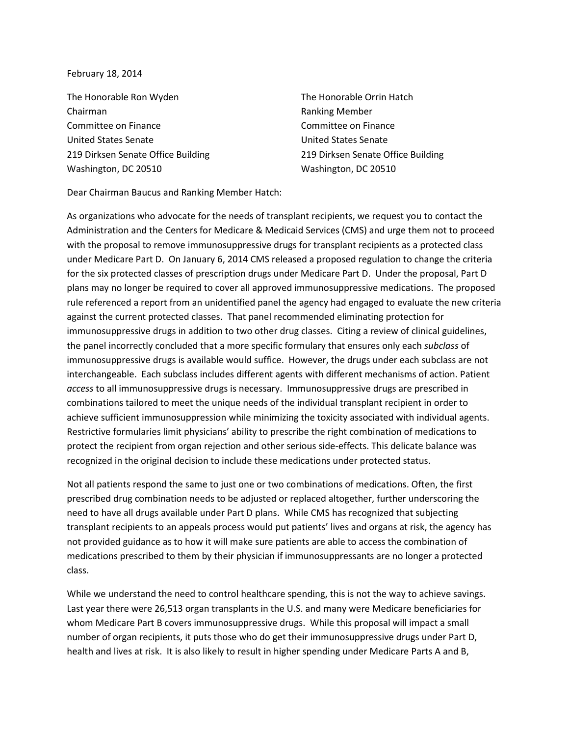February 18, 2014

The Honorable Ron Wyden
Chairman
Committee on Finance
United States Senate
219 Dirksen Senate Office Building
Washington, DC 20510

The Honorable Orrin Hatch
Ranking Member
Committee on Finance
United States Senate
219 Dirksen Senate Office Building
Washington, DC 20510

Dear Chairman Baucus and Ranking Member Hatch:

As organizations who advocate for the needs of transplant recipients, we request you to contact the Administration and the Centers for Medicare & Medicaid Services (CMS) and urge them not to proceed with the proposal to remove immunosuppressive drugs for transplant recipients as a protected class under Medicare Part D. On January 6, 2014 CMS released a proposed regulation to change the criteria for the six protected classes of prescription drugs under Medicare Part D. Under the proposal, Part D plans may no longer be required to cover all approved immunosuppressive medications. The proposed rule referenced a report from an unidentified panel the agency had engaged to evaluate the new criteria against the current protected classes. That panel recommended eliminating protection for immunosuppressive drugs in addition to two other drug classes. Citing a review of clinical guidelines, the panel incorrectly concluded that a more specific formulary that ensures only each *subclass* of immunosuppressive drugs is available would suffice. However, the drugs under each subclass are not interchangeable. Each subclass includes different agents with different mechanisms of action. Patient *access* to all immunosuppressive drugs is necessary. Immunosuppressive drugs are prescribed in combinations tailored to meet the unique needs of the individual transplant recipient in order to achieve sufficient immunosuppression while minimizing the toxicity associated with individual agents. Restrictive formularies limit physicians' ability to prescribe the right combination of medications to protect the recipient from organ rejection and other serious side-effects. This delicate balance was recognized in the original decision to include these medications under protected status.

Not all patients respond the same to just one or two combinations of medications. Often, the first prescribed drug combination needs to be adjusted or replaced altogether, further underscoring the need to have all drugs available under Part D plans. While CMS has recognized that subjecting transplant recipients to an appeals process would put patients' lives and organs at risk, the agency has not provided guidance as to how it will make sure patients are able to access the combination of medications prescribed to them by their physician if immunosuppressants are no longer a protected class.

While we understand the need to control healthcare spending, this is not the way to achieve savings. Last year there were 26,513 organ transplants in the U.S. and many were Medicare beneficiaries for whom Medicare Part B covers immunosuppressive drugs. While this proposal will impact a small number of organ recipients, it puts those who do get their immunosuppressive drugs under Part D, health and lives at risk. It is also likely to result in higher spending under Medicare Parts A and B,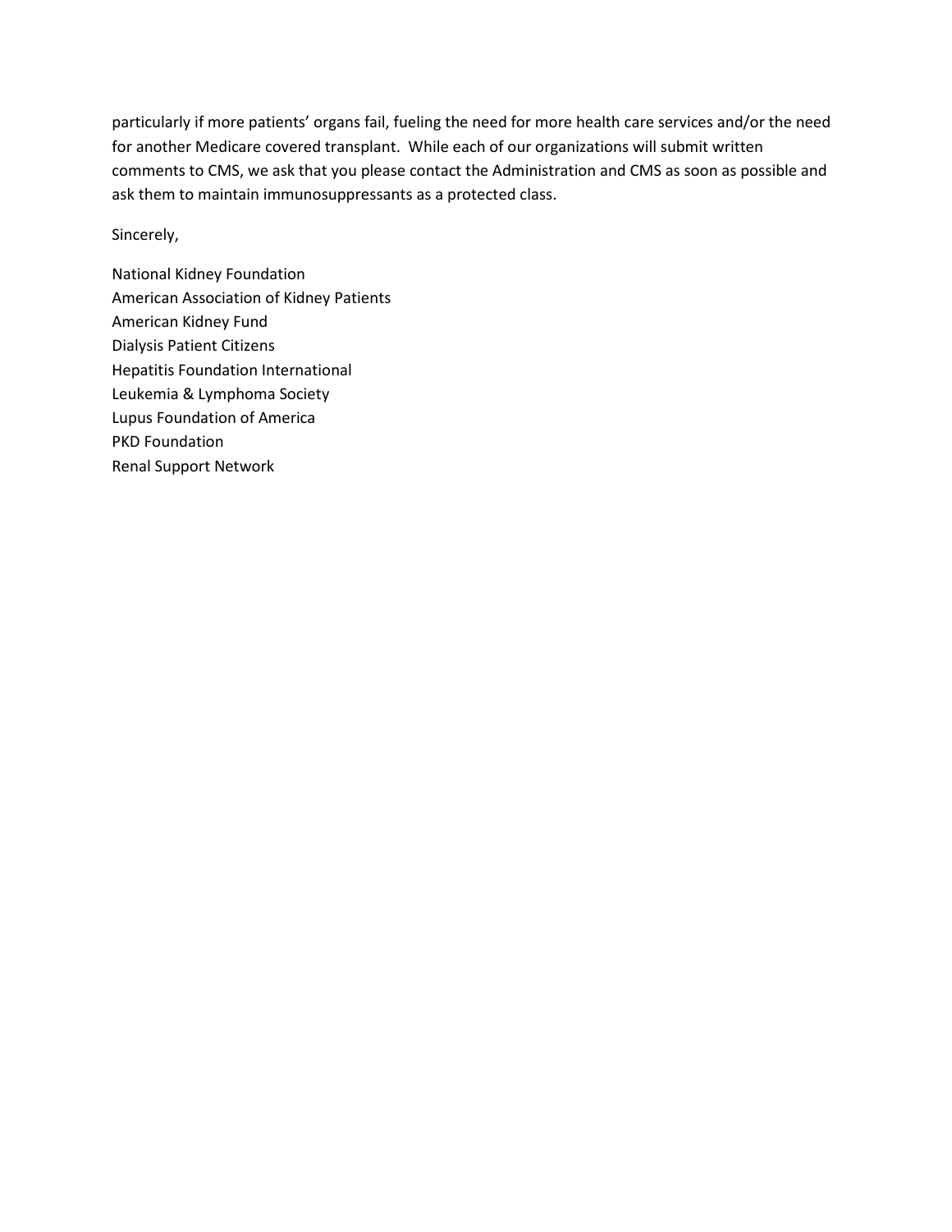particularly if more patients' organs fail, fueling the need for more health care services and/or the need for another Medicare covered transplant. While each of our organizations will submit written comments to CMS, we ask that you please contact the Administration and CMS as soon as possible and ask them to maintain immunosuppressants as a protected class.

Sincerely,

National Kidney Foundation
American Association of Kidney Patients
American Kidney Fund
Dialysis Patient Citizens
Hepatitis Foundation International
Leukemia & Lymphoma Society
Lupus Foundation of America
PKD Foundation
Renal Support Network